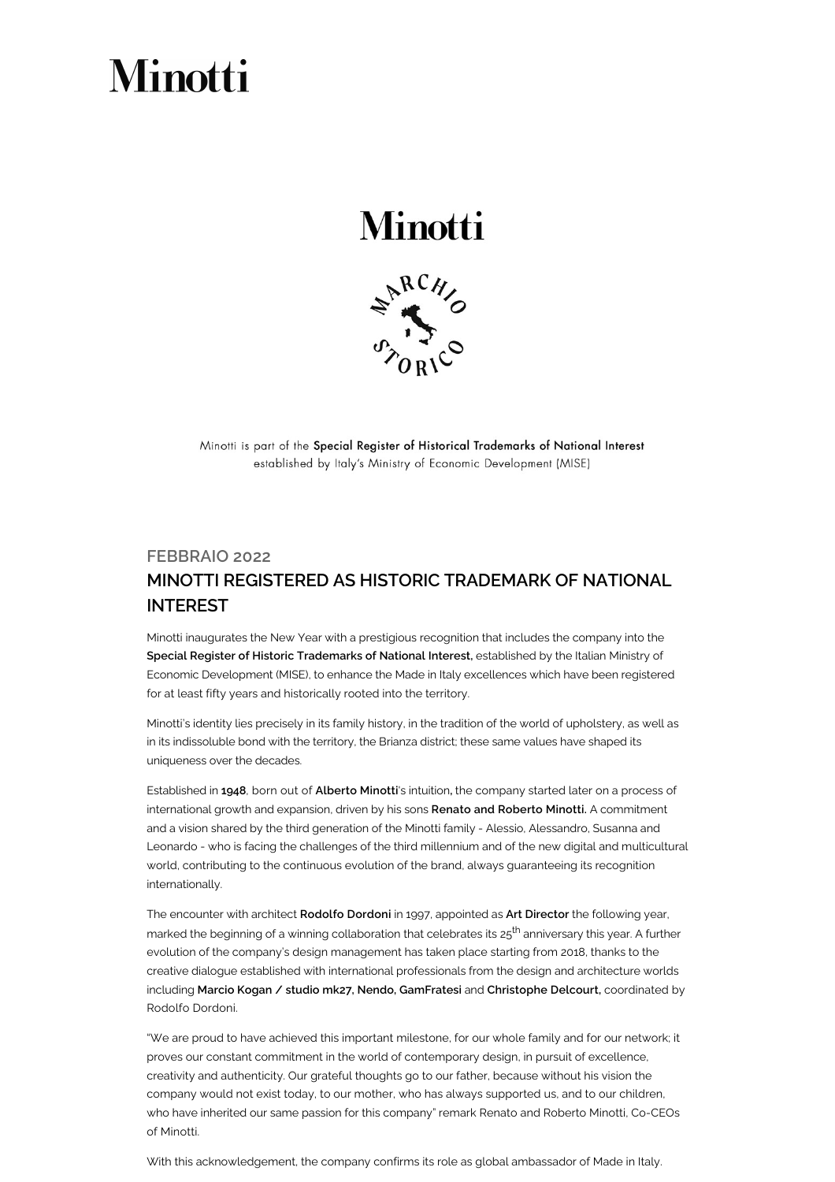Minotti

Minotti

Minotti is part of the **Special Register of Historical Trademarks of National Interest** established by Italy's Ministry of Economic Development (MISE)

FEBBRAIO 2022

## MINOTTI REGISTERED AS HISTORIC TRADEMARK OF NATIONAL INTEREST

Minotti inaugurates the New Year with a prestigious recognition that includes the company into the **Special Register of Historic Trademarks of National Interest,** established by the Italian Ministry of Economic Development (MISE), to enhance the Made in Italy excellences which have been registered for at least fifty years and historically rooted into the territory.

Minotti's identity lies precisely in its family history, in the tradition of the world of upholstery, as well as in its indissoluble bond with the territory, the Brianza district; these same values have shaped its uniqueness over the decades.

Established in **1948**, born out of **Alberto Minotti**'s intuition**,** the company started later on a process of international growth and expansion, driven by his sons **Renato and Roberto Minotti.** A commitment and a vision shared by the third generation of the Minotti family - Alessio, Alessandro, Susanna and Leonardo - who is facing the challenges of the third millennium and of the new digital and multicultural world, contributing to the continuous evolution of the brand, always guaranteeing its recognition internationally.

The encounter with architect **Rodolfo Dordoni** in 1997, appointed as **Art Director** the following year, marked the beginning of a winning collaboration that celebrates its 25th anniversary this year. A further evolution of the company's design management has taken place starting from 2018, thanks to the creative dialogue established with international professionals from the design and architecture worlds including **Marcio Kogan / studio mk27, Nendo, GamFratesi** and **Christophe Delcourt,** coordinated by Rodolfo Dordoni.

"We are proud to have achieved this important milestone, for our whole family and for our network; it proves our constant commitment in the world of contemporary design, in pursuit of excellence, creativity and authenticity. Our grateful thoughts go to our father, because without his vision the company would not exist today, to our mother, who has always supported us, and to our children, who have inherited our same passion for this company" remark Renato and Roberto Minotti, Co-CEOs of Minotti.

With this acknowledgement, the company confirms its role as global ambassador of Made in Italy.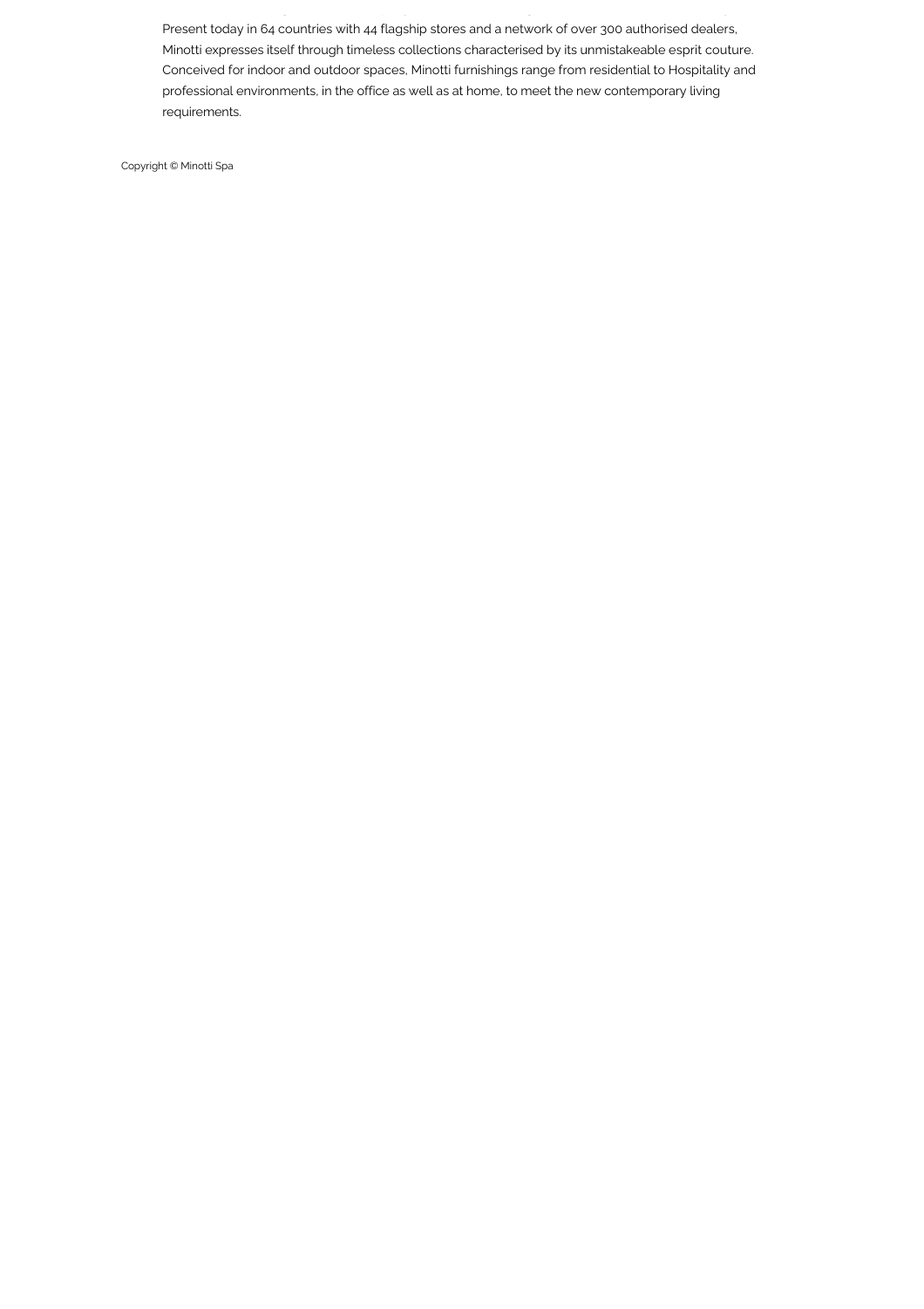Present today in 64 countries with 44 flagship stores and a network of over 300 authorised dealers, Minotti expresses itself through timeless collections characterised by its unmistakeable esprit couture. Conceived for indoor and outdoor spaces, Minotti furnishings range from residential to Hospitality and professional environments, in the office as well as at home, to meet the new contemporary living requirements.

Copyright © Minotti Spa